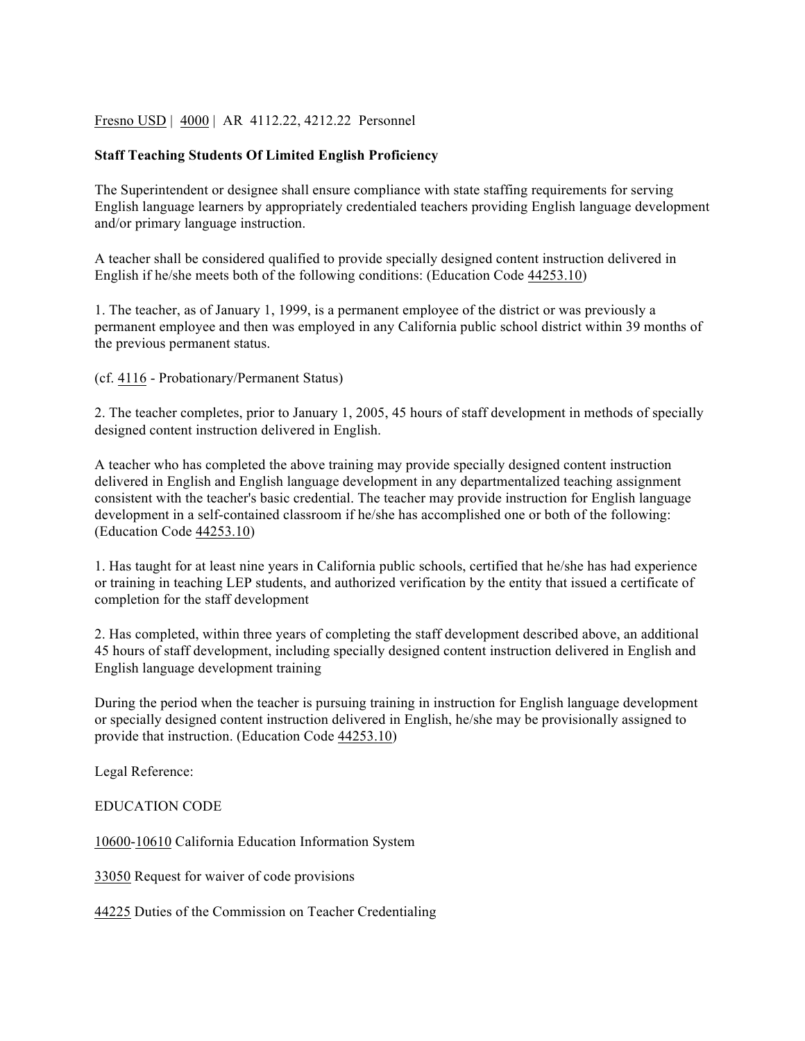Fresno USD | 4000 | AR 4112.22, 4212.22 Personnel

**Staff Teaching Students Of Limited English Proficiency**

The Superintendent or designee shall ensure compliance with state staffing requirements for serving English language learners by appropriately credentialed teachers providing English language development and/or primary language instruction.

A teacher shall be considered qualified to provide specially designed content instruction delivered in English if he/she meets both of the following conditions: (Education Code 44253.10)

1. The teacher, as of January 1, 1999, is a permanent employee of the district or was previously a permanent employee and then was employed in any California public school district within 39 months of the previous permanent status.

(cf. 4116 - Probationary/Permanent Status)

2. The teacher completes, prior to January 1, 2005, 45 hours of staff development in methods of specially designed content instruction delivered in English.

A teacher who has completed the above training may provide specially designed content instruction delivered in English and English language development in any departmentalized teaching assignment consistent with the teacher's basic credential. The teacher may provide instruction for English language development in a self-contained classroom if he/she has accomplished one or both of the following: (Education Code 44253.10)

1. Has taught for at least nine years in California public schools, certified that he/she has had experience or training in teaching LEP students, and authorized verification by the entity that issued a certificate of completion for the staff development

2. Has completed, within three years of completing the staff development described above, an additional 45 hours of staff development, including specially designed content instruction delivered in English and English language development training

During the period when the teacher is pursuing training in instruction for English language development or specially designed content instruction delivered in English, he/she may be provisionally assigned to provide that instruction. (Education Code 44253.10)

Legal Reference:

EDUCATION CODE

10600-10610 California Education Information System

33050 Request for waiver of code provisions

44225 Duties of the Commission on Teacher Credentialing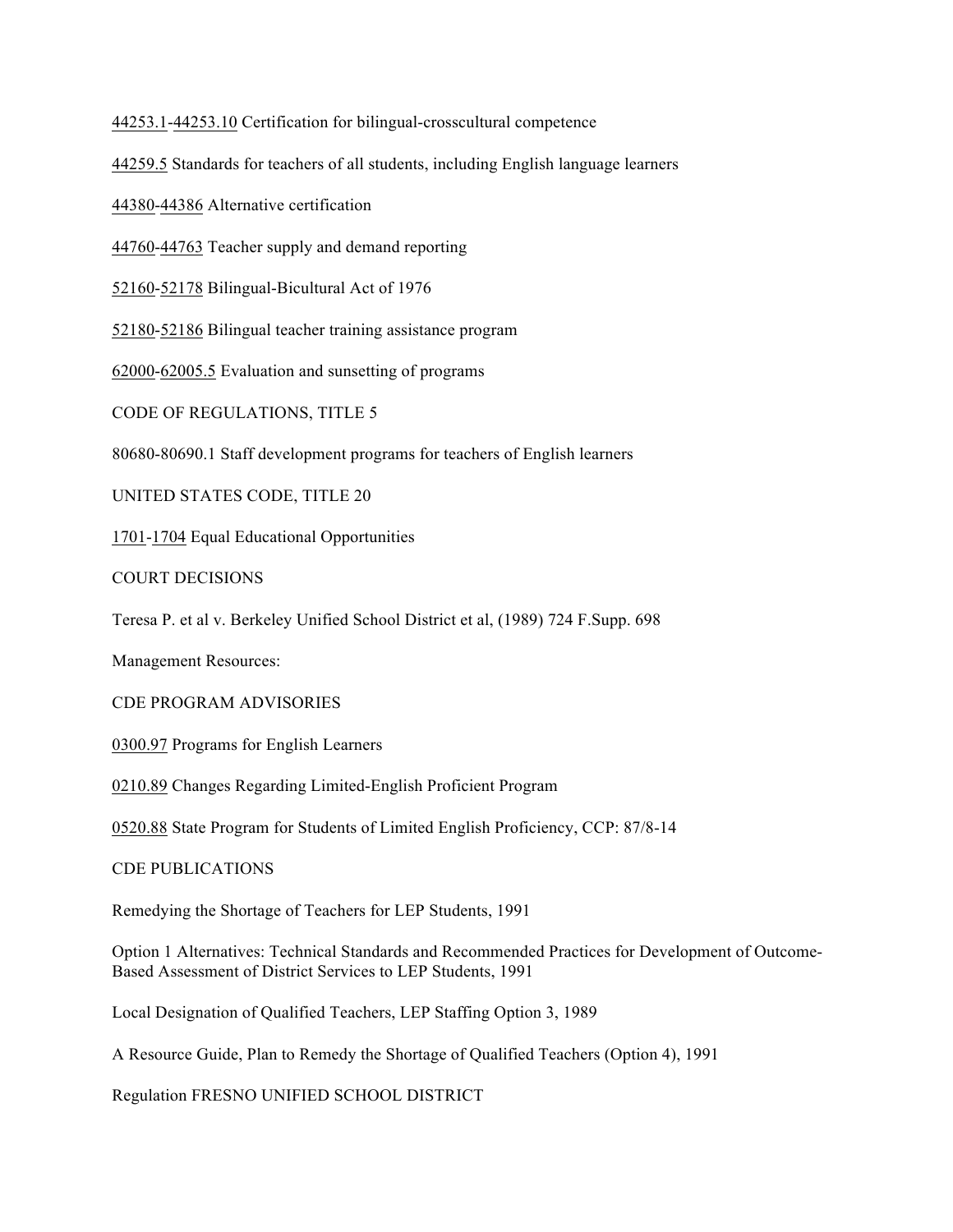44253.1-44253.10 Certification for bilingual-crosscultural competence

44259.5 Standards for teachers of all students, including English language learners

44380-44386 Alternative certification

44760-44763 Teacher supply and demand reporting

52160-52178 Bilingual-Bicultural Act of 1976

52180-52186 Bilingual teacher training assistance program

62000-62005.5 Evaluation and sunsetting of programs

CODE OF REGULATIONS, TITLE 5

80680-80690.1 Staff development programs for teachers of English learners

UNITED STATES CODE, TITLE 20

1701-1704 Equal Educational Opportunities

COURT DECISIONS

Teresa P. et al v. Berkeley Unified School District et al, (1989) 724 F.Supp. 698

Management Resources:

CDE PROGRAM ADVISORIES

0300.97 Programs for English Learners

0210.89 Changes Regarding Limited-English Proficient Program

0520.88 State Program for Students of Limited English Proficiency, CCP: 87/8-14

CDE PUBLICATIONS

Remedying the Shortage of Teachers for LEP Students, 1991

Option 1 Alternatives: Technical Standards and Recommended Practices for Development of Outcome-Based Assessment of District Services to LEP Students, 1991

Local Designation of Qualified Teachers, LEP Staffing Option 3, 1989

A Resource Guide, Plan to Remedy the Shortage of Qualified Teachers (Option 4), 1991

Regulation FRESNO UNIFIED SCHOOL DISTRICT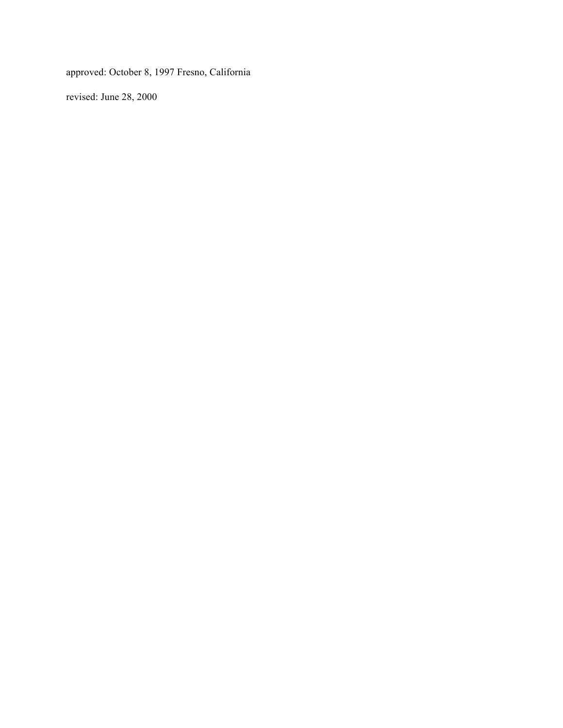approved: October 8, 1997 Fresno, California

revised: June 28, 2000